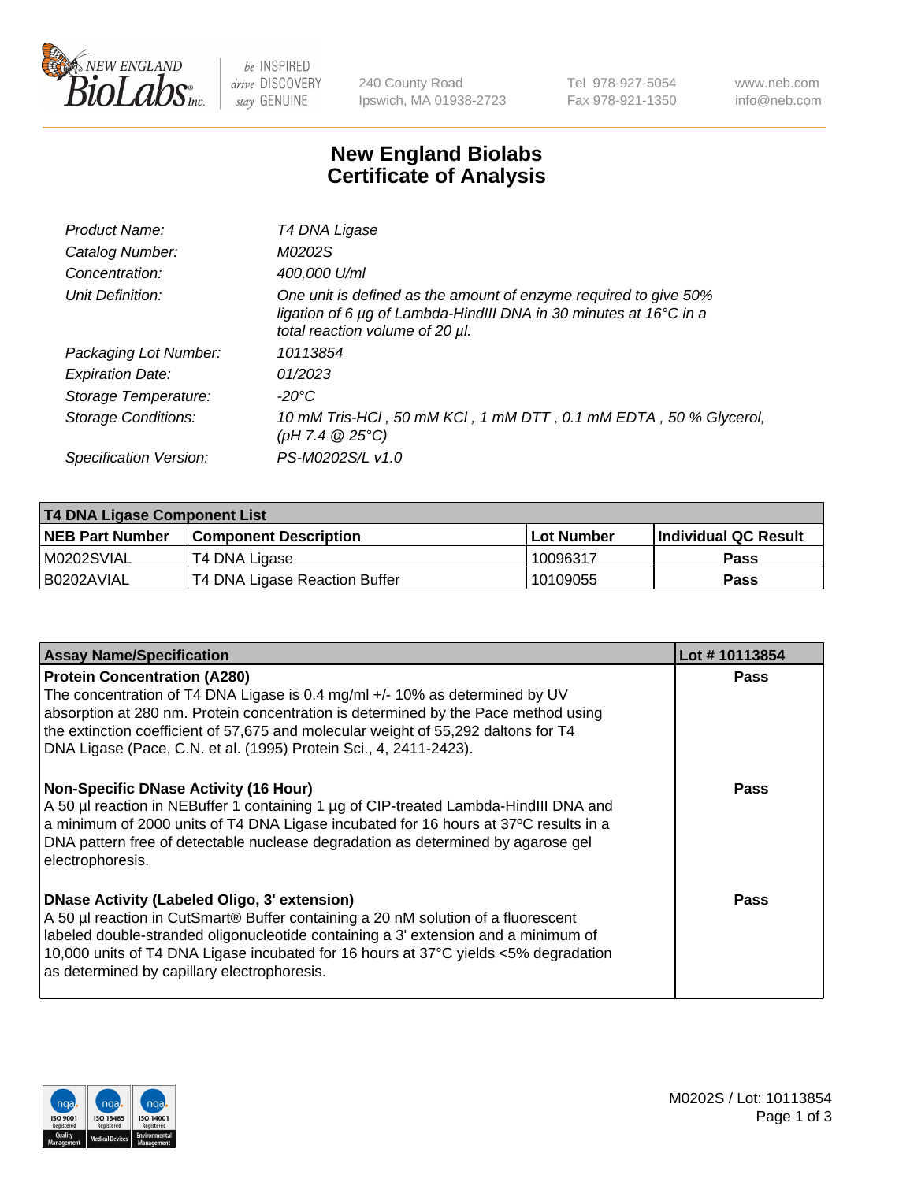# New England Biolabs
# Certificate of Analysis

| | |
|---|---|
| *Product Name:* | *T4 DNA Ligase* |
| *Catalog Number:* | *M0202S* |
| *Concentration:* | *400,000 U/ml* |
| *Unit Definition:* | *One unit is defined as the amount of enzyme required to give 50% ligation of 6 µg of Lambda-HindIII DNA in 30 minutes at 16°C in a total reaction volume of 20 µl.* |
| *Packaging Lot Number:* | *10113854* |
| *Expiration Date:* | *01/2023* |
| *Storage Temperature:* | *-20°C* |
| *Storage Conditions:* | *10 mM Tris-HCl , 50 mM KCl , 1 mM DTT , 0.1 mM EDTA , 50 % Glycerol, (pH 7.4 @ 25°C)* |
| *Specification Version:* | *PS-M0202S/L v1.0* |

| T4 DNA Ligase Component List | | | |
|---|---|---|---|
| **NEB Part Number** | **Component Description** | **Lot Number** | **Individual QC Result** |
| M0202SVIAL | T4 DNA Ligase | 10096317 | Pass |
| B0202AVIAL | T4 DNA Ligase Reaction Buffer | 10109055 | Pass |

| Assay Name/Specification | Lot # 10113854 |
|---|---|
| **Protein Concentration (A280)**<br>The concentration of T4 DNA Ligase is 0.4 mg/ml +/- 10% as determined by UV absorption at 280 nm. Protein concentration is determined by the Pace method using the extinction coefficient of 57,675 and molecular weight of 55,292 daltons for T4 DNA Ligase (Pace, C.N. et al. (1995) Protein Sci., 4, 2411-2423). | Pass |
| **Non-Specific DNase Activity (16 Hour)**<br>A 50 µl reaction in NEBuffer 1 containing 1 µg of CIP-treated Lambda-HindIII DNA and a minimum of 2000 units of T4 DNA Ligase incubated for 16 hours at 37ºC results in a DNA pattern free of detectable nuclease degradation as determined by agarose gel electrophoresis. | Pass |
| **DNase Activity (Labeled Oligo, 3' extension)**<br>A 50 µl reaction in CutSmart® Buffer containing a 20 nM solution of a fluorescent labeled double-stranded oligonucleotide containing a 3' extension and a minimum of 10,000 units of T4 DNA Ligase incubated for 16 hours at 37°C yields <5% degradation as determined by capillary electrophoresis. | Pass |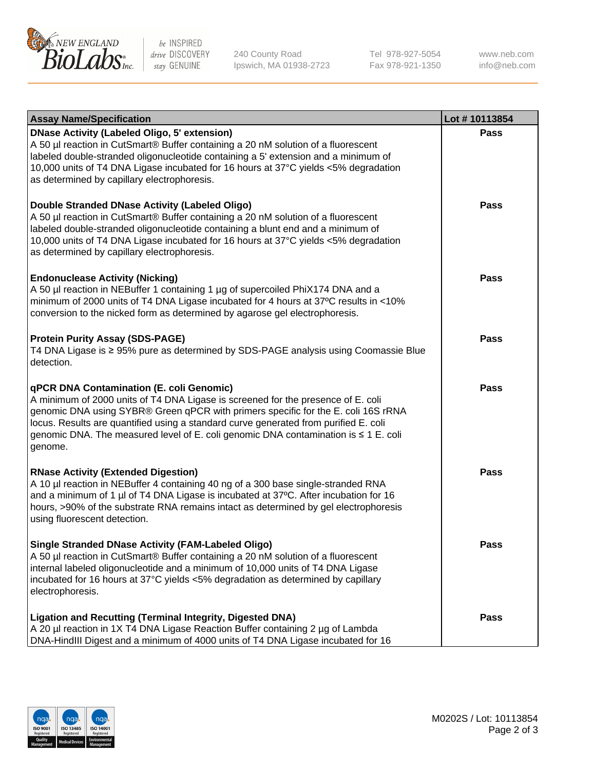| Assay Name/Specification | Lot # 10113854 |
|---|---|
| **DNase Activity (Labeled Oligo, 5' extension)**<br>A 50 µl reaction in CutSmart® Buffer containing a 20 nM solution of a fluorescent labeled double-stranded oligonucleotide containing a 5' extension and a minimum of 10,000 units of T4 DNA Ligase incubated for 16 hours at 37°C yields <5% degradation as determined by capillary electrophoresis. | Pass |
| **Double Stranded DNase Activity (Labeled Oligo)**<br>A 50 µl reaction in CutSmart® Buffer containing a 20 nM solution of a fluorescent labeled double-stranded oligonucleotide containing a blunt end and a minimum of 10,000 units of T4 DNA Ligase incubated for 16 hours at 37°C yields <5% degradation as determined by capillary electrophoresis. | Pass |
| **Endonuclease Activity (Nicking)**<br>A 50 µl reaction in NEBuffer 1 containing 1 µg of supercoiled PhiX174 DNA and a minimum of 2000 units of T4 DNA Ligase incubated for 4 hours at 37ºC results in <10% conversion to the nicked form as determined by agarose gel electrophoresis. | Pass |
| **Protein Purity Assay (SDS-PAGE)**<br>T4 DNA Ligase is ≥ 95% pure as determined by SDS-PAGE analysis using Coomassie Blue detection. | Pass |
| **qPCR DNA Contamination (E. coli Genomic)**<br>A minimum of 2000 units of T4 DNA Ligase is screened for the presence of E. coli genomic DNA using SYBR® Green qPCR with primers specific for the E. coli 16S rRNA locus. Results are quantified using a standard curve generated from purified E. coli genomic DNA. The measured level of E. coli genomic DNA contamination is ≤ 1 E. coli genome. | Pass |
| **RNase Activity (Extended Digestion)**<br>A 10 µl reaction in NEBuffer 4 containing 40 ng of a 300 base single-stranded RNA and a minimum of 1 µl of T4 DNA Ligase is incubated at 37ºC. After incubation for 16 hours, >90% of the substrate RNA remains intact as determined by gel electrophoresis using fluorescent detection. | Pass |
| **Single Stranded DNase Activity (FAM-Labeled Oligo)**<br>A 50 µl reaction in CutSmart® Buffer containing a 20 nM solution of a fluorescent internal labeled oligonucleotide and a minimum of 10,000 units of T4 DNA Ligase incubated for 16 hours at 37°C yields <5% degradation as determined by capillary electrophoresis. | Pass |
| **Ligation and Recutting (Terminal Integrity, Digested DNA)**<br>A 20 µl reaction in 1X T4 DNA Ligase Reaction Buffer containing 2 µg of Lambda DNA-HindIII Digest and a minimum of 4000 units of T4 DNA Ligase incubated for 16 | Pass |

M0202S / Lot: 10113854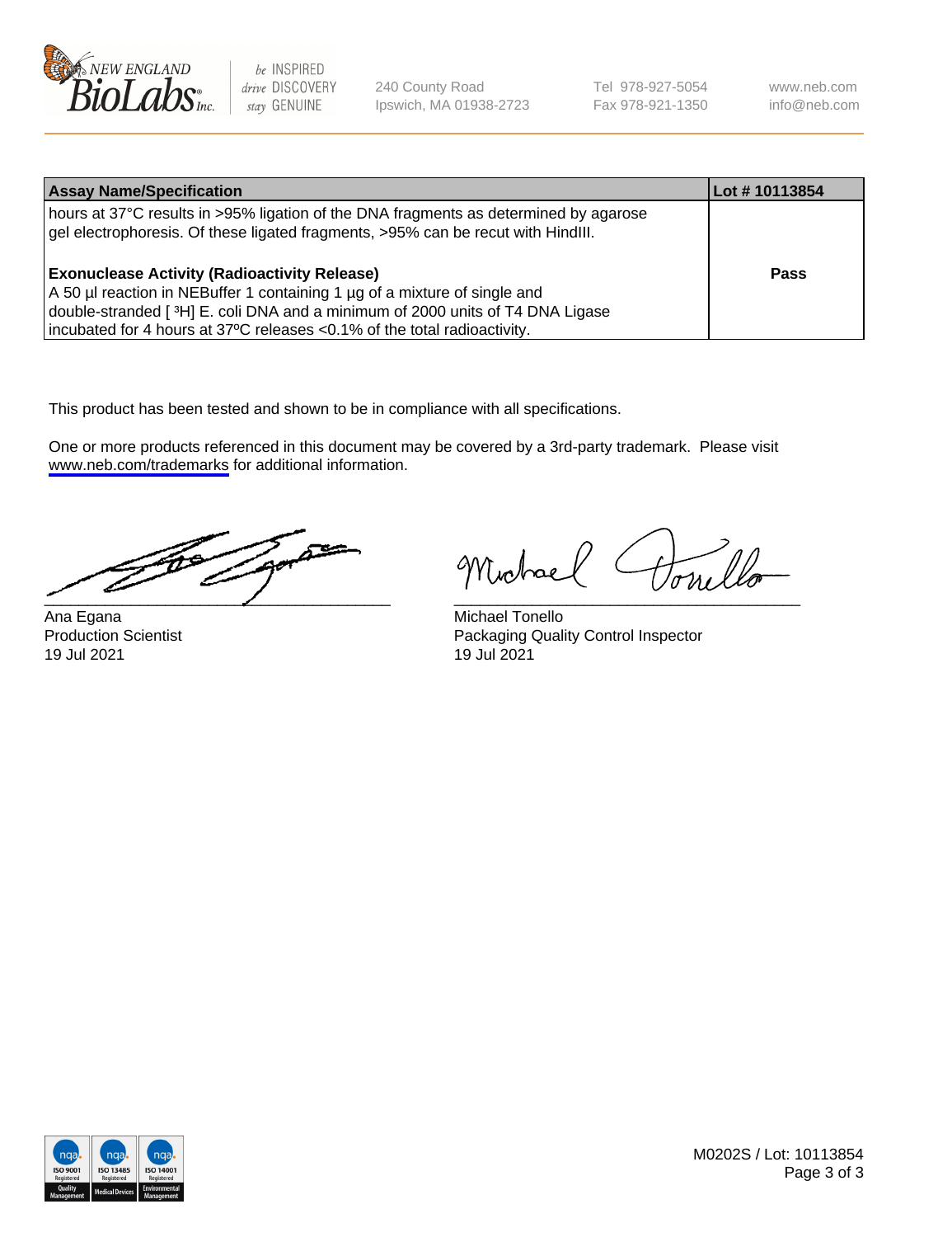| Assay Name/Specification | Lot # 10113854 |
| --- | --- |
| hours at 37°C results in >95% ligation of the DNA fragments as determined by agarose gel electrophoresis. Of these ligated fragments, >95% can be recut with HindIII. | |
| **Exonuclease Activity (Radioactivity Release)**<br>A 50 µl reaction in NEBuffer 1 containing 1 µg of a mixture of single and double-stranded [ $^{3}H$] E. coli DNA and a minimum of 2000 units of T4 DNA Ligase incubated for 4 hours at 37ºC releases <0.1% of the total radioactivity. | **Pass** |

This product has been tested and shown to be in compliance with all specifications.

One or more products referenced in this document may be covered by a 3rd-party trademark. Please visit www.neb.com/trademarks for additional information.

Ana Egana
Production Scientist
19 Jul 2021

Michael Tonello
Packaging Quality Control Inspector
19 Jul 2021

M0202S / Lot: 10113854